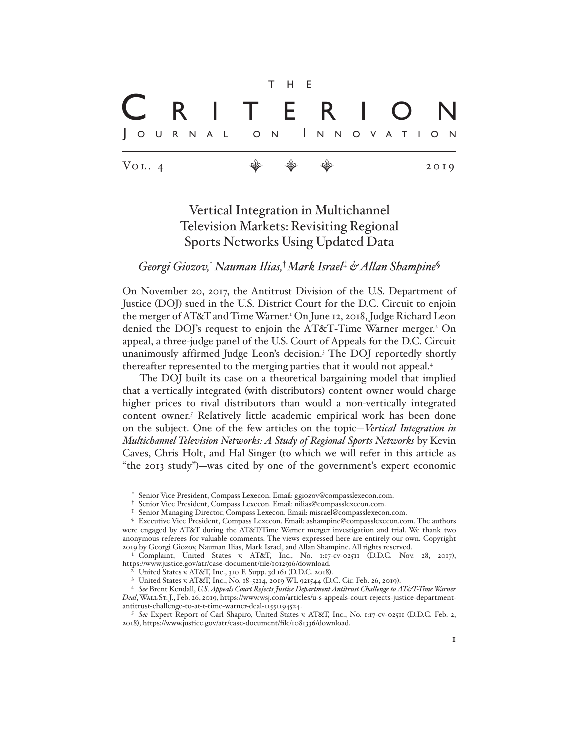# THE CRITERION JOURNAL ON INNOVATION

Vol. 4 — 2019

## Vertical Integration in Multichannel Television Markets: Revisiting Regional Sports Networks Using Updated Data

*Georgi Giozov,\* Nauman Ilias,† Mark Israel‡ & Allan Shampine§*

On November 20, 2017, the Antitrust Division of the U.S. Department of Justice (DOJ) sued in the U.S. District Court for the D.C. Circuit to enjoin the merger of AT&T and Time Warner.[1] On June 12, 2018, Judge Richard Leon denied the DOJ's request to enjoin the AT&T-Time Warner merger.[2] On appeal, a three-judge panel of the U.S. Court of Appeals for the D.C. Circuit unanimously affirmed Judge Leon's decision.[3] The DOJ reportedly shortly thereafter represented to the merging parties that it would not appeal.[4]

The DOJ built its case on a theoretical bargaining model that implied that a vertically integrated (with distributors) content owner would charge higher prices to rival distributors than would a non-vertically integrated content owner.[5] Relatively little academic empirical work has been done on the subject. One of the few articles on the topic—*Vertical Integration in Multichannel Television Networks: A Study of Regional Sports Networks* by Kevin Caves, Chris Holt, and Hal Singer (to which we will refer in this article as "the 2013 study")—was cited by one of the government's expert economic

---

\* Senior Vice President, Compass Lexecon. Email: ggiozov@compasslexecon.com.

† Senior Vice President, Compass Lexecon. Email: nilias@compasslexecon.com.

‡ Senior Managing Director, Compass Lexecon. Email: misrael@compasslexecon.com.

§ Executive Vice President, Compass Lexecon. Email: ashampine@compasslexecon.com. The authors were engaged by AT&T during the AT&T/Time Warner merger investigation and trial. We thank two anonymous referees for valuable comments. The views expressed here are entirely our own. Copyright 2019 by Georgi Giozov, Nauman Ilias, Mark Israel, and Allan Shampine. All rights reserved.

[1] Complaint, United States v. AT&T, Inc., No. 1:17-cv-02511 (D.D.C. Nov. 28, 2017), https://www.justice.gov/atr/case-document/file/1012916/download.

[2] United States v. AT&T, Inc., 310 F. Supp. 3d 161 (D.D.C. 2018).

[3] United States v. AT&T, Inc., No. 18-5214, 2019 WL 921544 (D.C. Cir. Feb. 26, 2019).

[4] *See* Brent Kendall, *U.S. Appeals Court Rejects Justice Department Antitrust Challenge to AT&T-Time Warner Deal*, Wall St. J., Feb. 26, 2019, https://www.wsj.com/articles/u-s-appeals-court-rejects-justice-department-antitrust-challenge-to-at-t-time-warner-deal-11551194524.

[5] *See* Expert Report of Carl Shapiro, United States v. AT&T, Inc., No. 1:17-cv-02511 (D.D.C. Feb. 2, 2018), https://www.justice.gov/atr/case-document/file/1081336/download.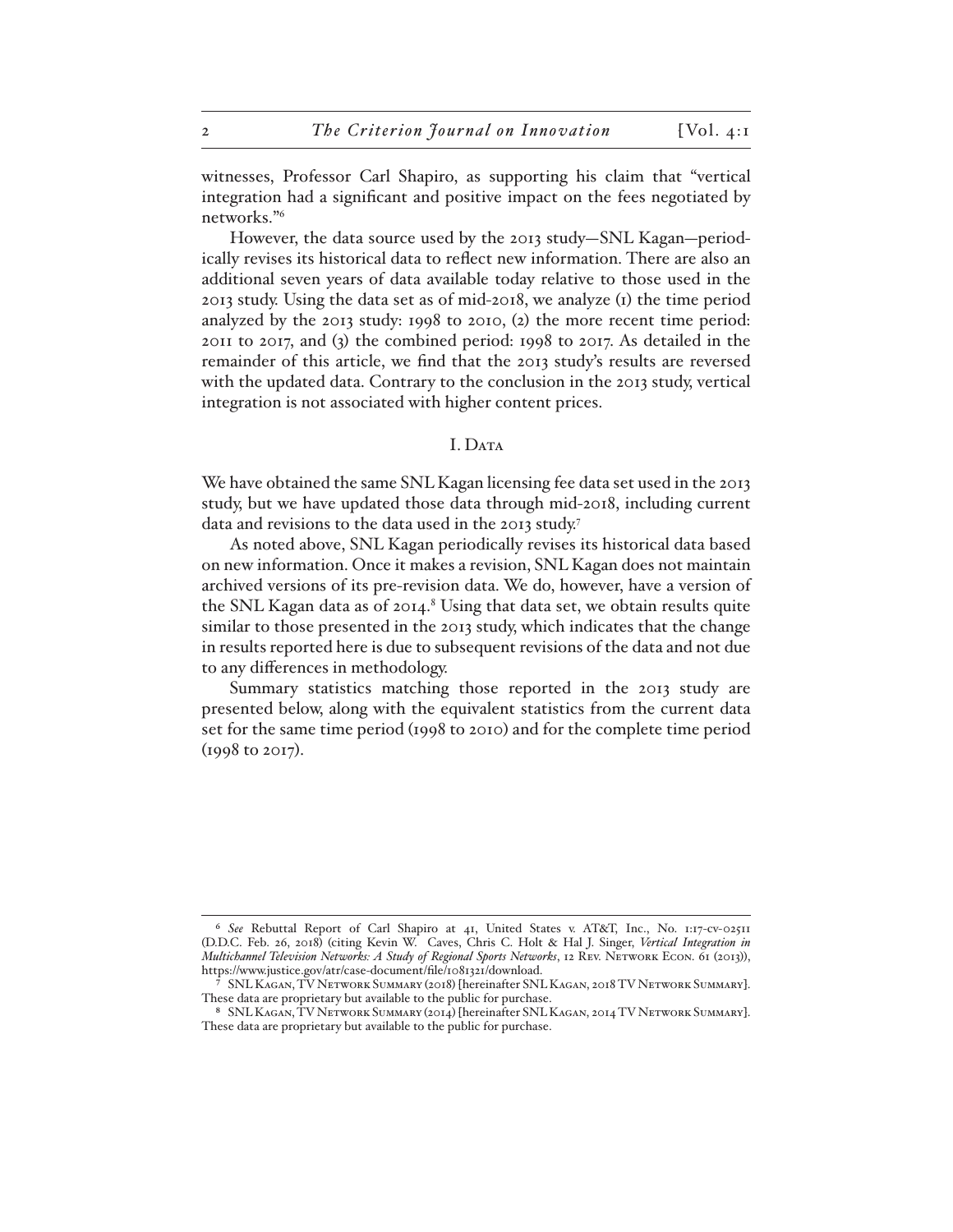witnesses, Professor Carl Shapiro, as supporting his claim that "vertical integration had a significant and positive impact on the fees negotiated by networks."[6]

However, the data source used by the 2013 study—SNL Kagan—periodically revises its historical data to reflect new information. There are also an additional seven years of data available today relative to those used in the 2013 study. Using the data set as of mid-2018, we analyze (1) the time period analyzed by the 2013 study: 1998 to 2010, (2) the more recent time period: 2011 to 2017, and (3) the combined period: 1998 to 2017. As detailed in the remainder of this article, we find that the 2013 study's results are reversed with the updated data. Contrary to the conclusion in the 2013 study, vertical integration is not associated with higher content prices.

## I. Data

We have obtained the same SNL Kagan licensing fee data set used in the 2013 study, but we have updated those data through mid-2018, including current data and revisions to the data used in the 2013 study.[7]

As noted above, SNL Kagan periodically revises its historical data based on new information. Once it makes a revision, SNL Kagan does not maintain archived versions of its pre-revision data. We do, however, have a version of the SNL Kagan data as of 2014.[8] Using that data set, we obtain results quite similar to those presented in the 2013 study, which indicates that the change in results reported here is due to subsequent revisions of the data and not due to any differences in methodology.

Summary statistics matching those reported in the 2013 study are presented below, along with the equivalent statistics from the current data set for the same time period (1998 to 2010) and for the complete time period (1998 to 2017).

---

[6] *See* Rebuttal Report of Carl Shapiro at 41, United States v. AT&T, Inc., No. 1:17-cv-02511 (D.D.C. Feb. 26, 2018) (citing Kevin W. Caves, Chris C. Holt & Hal J. Singer, *Vertical Integration in Multichannel Television Networks: A Study of Regional Sports Networks*, 12 Rev. Network Econ. 61 (2013)), https://www.justice.gov/atr/case-document/file/1081321/download.

[7] SNL Kagan, TV Network Summary (2018) [hereinafter SNL Kagan, 2018 TV Network Summary]. These data are proprietary but available to the public for purchase.

[8] SNL Kagan, TV Network Summary (2014) [hereinafter SNL Kagan, 2014 TV Network Summary]. These data are proprietary but available to the public for purchase.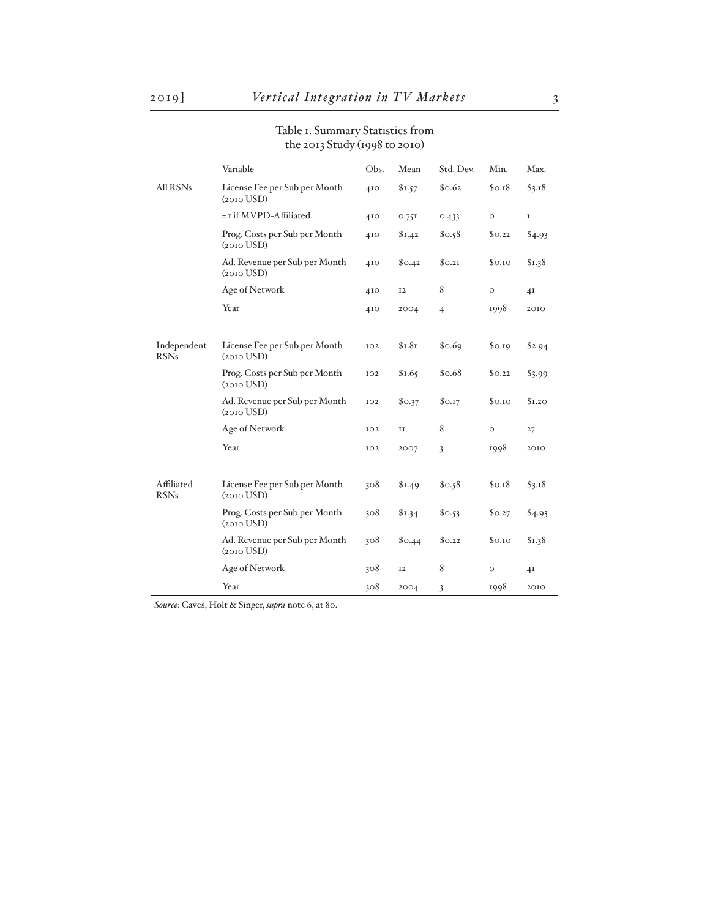Table 1. Summary Statistics from the 2013 Study (1998 to 2010)

| | Variable | Obs. | Mean | Std. Dev. | Min. | Max. |
|---|---|---|---|---|---|---|
| All RSNs | License Fee per Sub per Month (2010 USD) | 410 | $1.57 | $0.62 | $0.18 | $3.18 |
| | = 1 if MVPD-Affiliated | 410 | 0.751 | 0.433 | 0 | 1 |
| | Prog. Costs per Sub per Month (2010 USD) | 410 | $1.42 | $0.58 | $0.22 | $4.93 |
| | Ad. Revenue per Sub per Month (2010 USD) | 410 | $0.42 | $0.21 | $0.10 | $1.38 |
| | Age of Network | 410 | 12 | 8 | 0 | 41 |
| | Year | 410 | 2004 | 4 | 1998 | 2010 |
| Independent RSNs | License Fee per Sub per Month (2010 USD) | 102 | $1.81 | $0.69 | $0.19 | $2.94 |
| | Prog. Costs per Sub per Month (2010 USD) | 102 | $1.65 | $0.68 | $0.22 | $3.99 |
| | Ad. Revenue per Sub per Month (2010 USD) | 102 | $0.37 | $0.17 | $0.10 | $1.20 |
| | Age of Network | 102 | 11 | 8 | 0 | 27 |
| | Year | 102 | 2007 | 3 | 1998 | 2010 |
| Affiliated RSNs | License Fee per Sub per Month (2010 USD) | 308 | $1.49 | $0.58 | $0.18 | $3.18 |
| | Prog. Costs per Sub per Month (2010 USD) | 308 | $1.34 | $0.53 | $0.27 | $4.93 |
| | Ad. Revenue per Sub per Month (2010 USD) | 308 | $0.44 | $0.22 | $0.10 | $1.38 |
| | Age of Network | 308 | 12 | 8 | 0 | 41 |
| | Year | 308 | 2004 | 3 | 1998 | 2010 |

*Source*: Caves, Holt & Singer, *supra* note 6, at 80.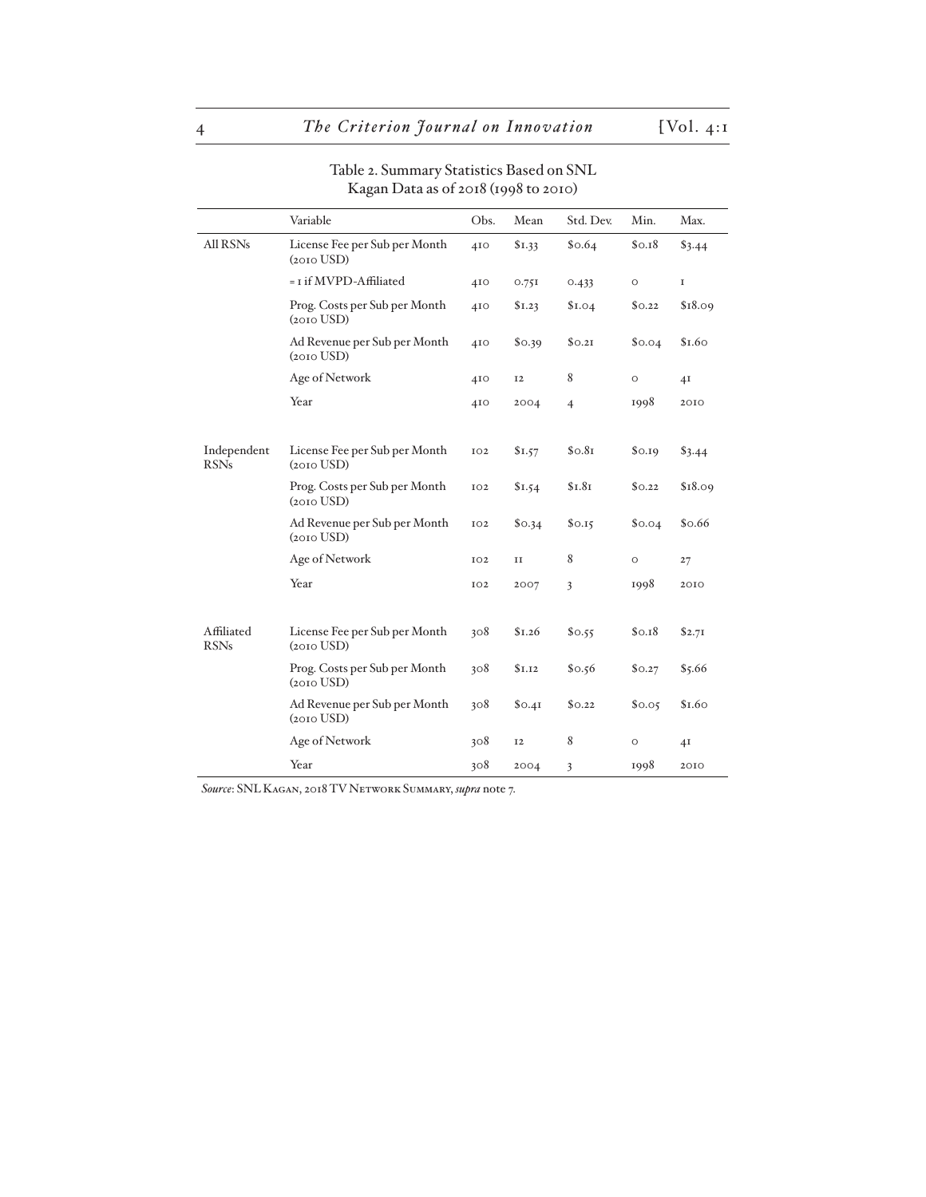Table 2. Summary Statistics Based on SNL Kagan Data as of 2018 (1998 to 2010)

| | Variable | Obs. | Mean | Std. Dev. | Min. | Max. |
|---|---|---|---|---|---|---|
| All RSNs | License Fee per Sub per Month (2010 USD) | 410 | $1.33 | $0.64 | $0.18 | $3.44 |
| | = 1 if MVPD-Affiliated | 410 | 0.751 | 0.433 | 0 | 1 |
| | Prog. Costs per Sub per Month (2010 USD) | 410 | $1.23 | $1.04 | $0.22 | $18.09 |
| | Ad Revenue per Sub per Month (2010 USD) | 410 | $0.39 | $0.21 | $0.04 | $1.60 |
| | Age of Network | 410 | 12 | 8 | 0 | 41 |
| | Year | 410 | 2004 | 4 | 1998 | 2010 |
| Independent RSNs | License Fee per Sub per Month (2010 USD) | 102 | $1.57 | $0.81 | $0.19 | $3.44 |
| | Prog. Costs per Sub per Month (2010 USD) | 102 | $1.54 | $1.81 | $0.22 | $18.09 |
| | Ad Revenue per Sub per Month (2010 USD) | 102 | $0.34 | $0.15 | $0.04 | $0.66 |
| | Age of Network | 102 | 11 | 8 | 0 | 27 |
| | Year | 102 | 2007 | 3 | 1998 | 2010 |
| Affiliated RSNs | License Fee per Sub per Month (2010 USD) | 308 | $1.26 | $0.55 | $0.18 | $2.71 |
| | Prog. Costs per Sub per Month (2010 USD) | 308 | $1.12 | $0.56 | $0.27 | $5.66 |
| | Ad Revenue per Sub per Month (2010 USD) | 308 | $0.41 | $0.22 | $0.05 | $1.60 |
| | Age of Network | 308 | 12 | 8 | 0 | 41 |
| | Year | 308 | 2004 | 3 | 1998 | 2010 |

*Source*: SNL Kagan, 2018 TV Network Summary, *supra* note 7.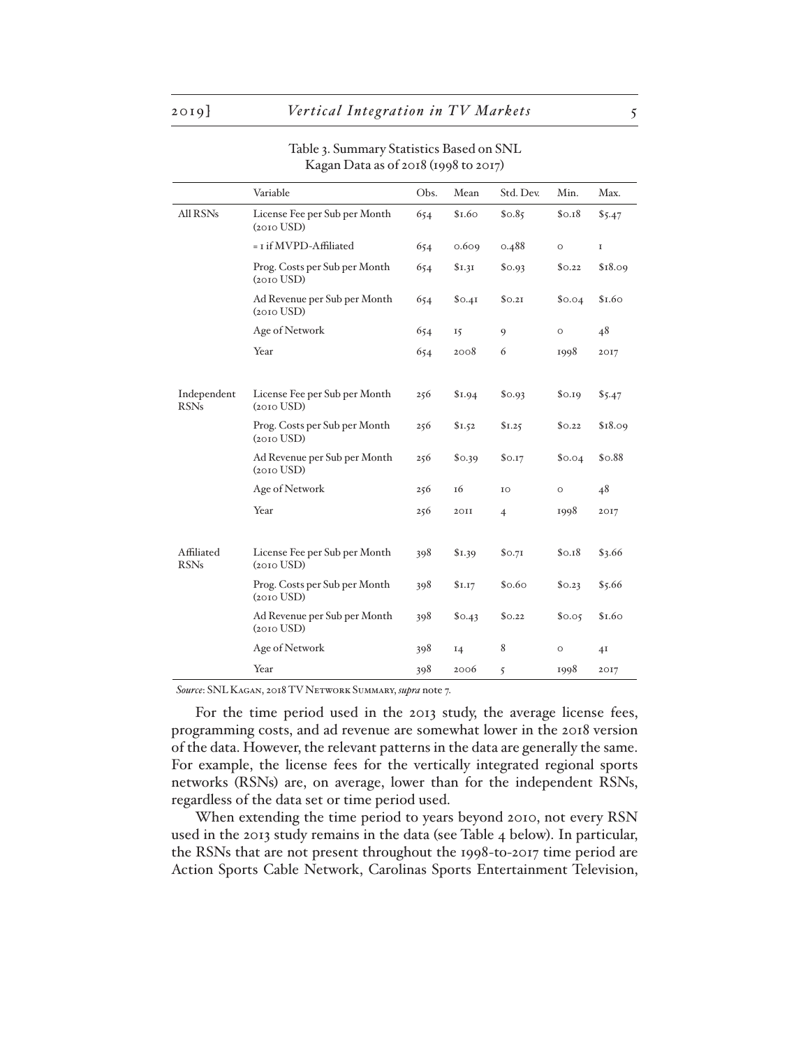Table 3. Summary Statistics Based on SNL Kagan Data as of 2018 (1998 to 2017)

| | Variable | Obs. | Mean | Std. Dev. | Min. | Max. |
|---|---|---|---|---|---|---|
| All RSNs | License Fee per Sub per Month (2010 USD) | 654 | $1.60 | $0.85 | $0.18 | $5.47 |
| | = 1 if MVPD-Affiliated | 654 | 0.609 | 0.488 | 0 | 1 |
| | Prog. Costs per Sub per Month (2010 USD) | 654 | $1.31 | $0.93 | $0.22 | $18.09 |
| | Ad Revenue per Sub per Month (2010 USD) | 654 | $0.41 | $0.21 | $0.04 | $1.60 |
| | Age of Network | 654 | 15 | 9 | 0 | 48 |
| | Year | 654 | 2008 | 6 | 1998 | 2017 |
| Independent RSNs | License Fee per Sub per Month (2010 USD) | 256 | $1.94 | $0.93 | $0.19 | $5.47 |
| | Prog. Costs per Sub per Month (2010 USD) | 256 | $1.52 | $1.25 | $0.22 | $18.09 |
| | Ad Revenue per Sub per Month (2010 USD) | 256 | $0.39 | $0.17 | $0.04 | $0.88 |
| | Age of Network | 256 | 16 | 10 | 0 | 48 |
| | Year | 256 | 2011 | 4 | 1998 | 2017 |
| Affiliated RSNs | License Fee per Sub per Month (2010 USD) | 398 | $1.39 | $0.71 | $0.18 | $3.66 |
| | Prog. Costs per Sub per Month (2010 USD) | 398 | $1.17 | $0.60 | $0.23 | $5.66 |
| | Ad Revenue per Sub per Month (2010 USD) | 398 | $0.43 | $0.22 | $0.05 | $1.60 |
| | Age of Network | 398 | 14 | 8 | 0 | 41 |
| | Year | 398 | 2006 | 5 | 1998 | 2017 |

*Source*: SNL Kagan, 2018 TV Network Summary, *supra* note 7.

For the time period used in the 2013 study, the average license fees, programming costs, and ad revenue are somewhat lower in the 2018 version of the data. However, the relevant patterns in the data are generally the same. For example, the license fees for the vertically integrated regional sports networks (RSNs) are, on average, lower than for the independent RSNs, regardless of the data set or time period used.

When extending the time period to years beyond 2010, not every RSN used in the 2013 study remains in the data (see Table 4 below). In particular, the RSNs that are not present throughout the 1998-to-2017 time period are Action Sports Cable Network, Carolinas Sports Entertainment Television,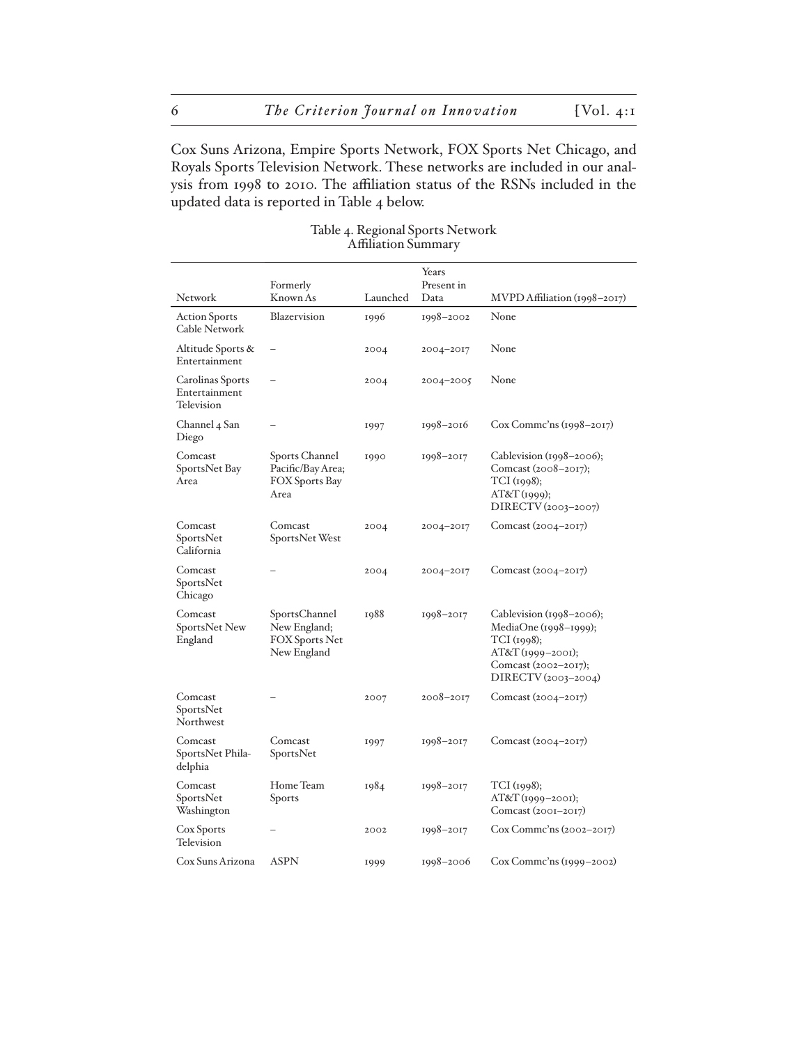Cox Suns Arizona, Empire Sports Network, FOX Sports Net Chicago, and Royals Sports Television Network. These networks are included in our analysis from 1998 to 2010. The affiliation status of the RSNs included in the updated data is reported in Table 4 below.

Table 4. Regional Sports Network Affiliation Summary

| Network | Formerly Known As | Launched | Years Present in Data | MVPD Affiliation (1998–2017) |
|---|---|---|---|---|
| Action Sports Cable Network | Blazervision | 1996 | 1998–2002 | None |
| Altitude Sports & Entertainment | – | 2004 | 2004–2017 | None |
| Carolinas Sports Entertainment Television | – | 2004 | 2004–2005 | None |
| Channel 4 San Diego | – | 1997 | 1998–2016 | Cox Commc'ns (1998–2017) |
| Comcast SportsNet Bay Area | Sports Channel Pacific/Bay Area; FOX Sports Bay Area | 1990 | 1998–2017 | Cablevision (1998–2006); Comcast (2008–2017); TCI (1998); AT&T (1999); DIRECTV (2003–2007) |
| Comcast SportsNet California | Comcast SportsNet West | 2004 | 2004–2017 | Comcast (2004–2017) |
| Comcast SportsNet Chicago | – | 2004 | 2004–2017 | Comcast (2004–2017) |
| Comcast SportsNet New England | SportsChannel New England; FOX Sports Net New England | 1988 | 1998–2017 | Cablevision (1998–2006); MediaOne (1998–1999); TCI (1998); AT&T (1999–2001); Comcast (2002–2017); DIRECTV (2003–2004) |
| Comcast SportsNet Northwest | – | 2007 | 2008–2017 | Comcast (2004–2017) |
| Comcast SportsNet Philadelphia | Comcast SportsNet | 1997 | 1998–2017 | Comcast (2004–2017) |
| Comcast SportsNet Washington | Home Team Sports | 1984 | 1998–2017 | TCI (1998); AT&T (1999–2001); Comcast (2001–2017) |
| Cox Sports Television | – | 2002 | 1998–2017 | Cox Commc'ns (2002–2017) |
| Cox Suns Arizona | ASPN | 1999 | 1998–2006 | Cox Commc'ns (1999–2002) |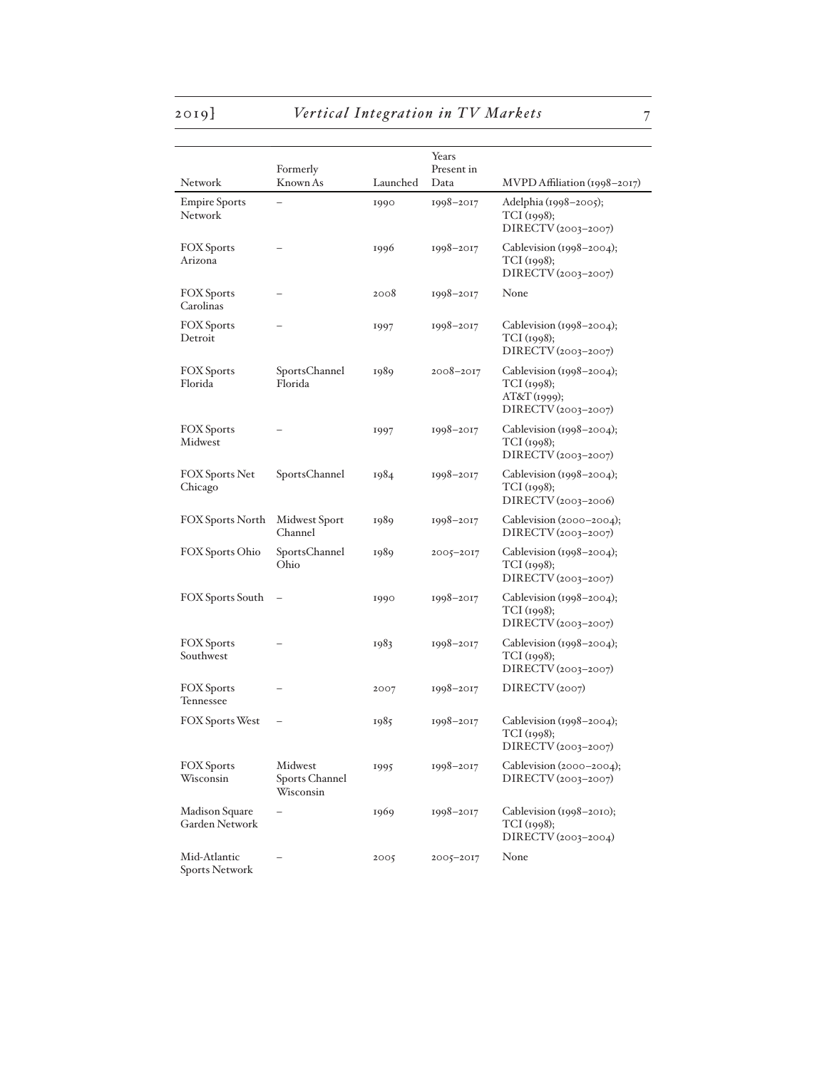| Network | Formerly Known As | Launched | Years Present in Data | MVPD Affiliation (1998–2017) |
|---|---|---|---|---|
| Empire Sports Network | – | 1990 | 1998–2017 | Adelphia (1998–2005); TCI (1998); DIRECTV (2003–2007) |
| FOX Sports Arizona | – | 1996 | 1998–2017 | Cablevision (1998–2004); TCI (1998); DIRECTV (2003–2007) |
| FOX Sports Carolinas | – | 2008 | 1998–2017 | None |
| FOX Sports Detroit | – | 1997 | 1998–2017 | Cablevision (1998–2004); TCI (1998); DIRECTV (2003–2007) |
| FOX Sports Florida | SportsChannel Florida | 1989 | 2008–2017 | Cablevision (1998–2004); TCI (1998); AT&T (1999); DIRECTV (2003–2007) |
| FOX Sports Midwest | – | 1997 | 1998–2017 | Cablevision (1998–2004); TCI (1998); DIRECTV (2003–2007) |
| FOX Sports Net Chicago | SportsChannel | 1984 | 1998–2017 | Cablevision (1998–2004); TCI (1998); DIRECTV (2003–2006) |
| FOX Sports North | Midwest Sport Channel | 1989 | 1998–2017 | Cablevision (2000–2004); DIRECTV (2003–2007) |
| FOX Sports Ohio | SportsChannel Ohio | 1989 | 2005–2017 | Cablevision (1998–2004); TCI (1998); DIRECTV (2003–2007) |
| FOX Sports South | – | 1990 | 1998–2017 | Cablevision (1998–2004); TCI (1998); DIRECTV (2003–2007) |
| FOX Sports Southwest | – | 1983 | 1998–2017 | Cablevision (1998–2004); TCI (1998); DIRECTV (2003–2007) |
| FOX Sports Tennessee | – | 2007 | 1998–2017 | DIRECTV (2007) |
| FOX Sports West | – | 1985 | 1998–2017 | Cablevision (1998–2004); TCI (1998); DIRECTV (2003–2007) |
| FOX Sports Wisconsin | Midwest Sports Channel Wisconsin | 1995 | 1998–2017 | Cablevision (2000–2004); DIRECTV (2003–2007) |
| Madison Square Garden Network | – | 1969 | 1998–2017 | Cablevision (1998–2010); TCI (1998); DIRECTV (2003–2004) |
| Mid-Atlantic Sports Network | – | 2005 | 2005–2017 | None |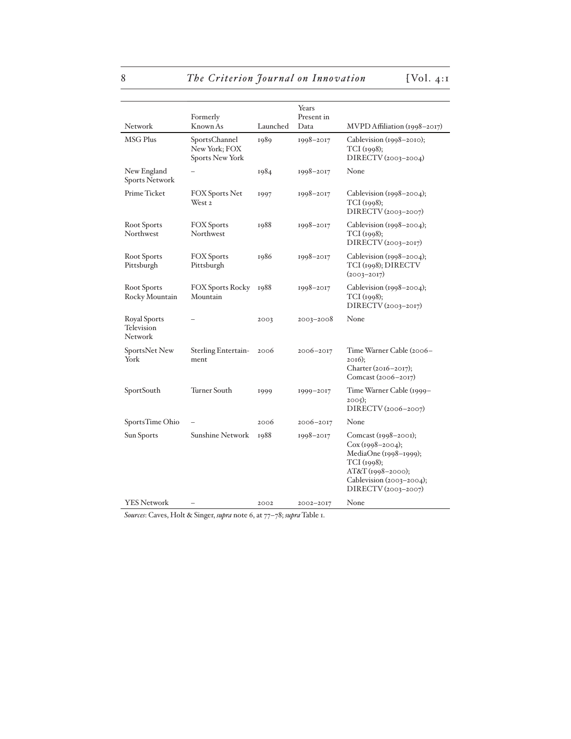| Network | Formerly Known As | Launched | Years Present in Data | MVPD Affiliation (1998–2017) |
|---|---|---|---|---|
| MSG Plus | SportsChannel New York; FOX Sports New York | 1989 | 1998–2017 | Cablevision (1998–2010); TCI (1998); DIRECTV (2003–2004) |
| New England Sports Network | – | 1984 | 1998–2017 | None |
| Prime Ticket | FOX Sports Net West 2 | 1997 | 1998–2017 | Cablevision (1998–2004); TCI (1998); DIRECTV (2003–2007) |
| Root Sports Northwest | FOX Sports Northwest | 1988 | 1998–2017 | Cablevision (1998–2004); TCI (1998); DIRECTV (2003–2017) |
| Root Sports Pittsburgh | FOX Sports Pittsburgh | 1986 | 1998–2017 | Cablevision (1998–2004); TCI (1998); DIRECTV (2003–2017) |
| Root Sports Rocky Mountain | FOX Sports Rocky Mountain | 1988 | 1998–2017 | Cablevision (1998–2004); TCI (1998); DIRECTV (2003–2017) |
| Royal Sports Television Network | – | 2003 | 2003–2008 | None |
| SportsNet New York | Sterling Entertainment | 2006 | 2006–2017 | Time Warner Cable (2006–2016); Charter (2016–2017); Comcast (2006–2017) |
| SportSouth | Turner South | 1999 | 1999–2017 | Time Warner Cable (1999–2005); DIRECTV (2006–2007) |
| SportsTime Ohio | – | 2006 | 2006–2017 | None |
| Sun Sports | Sunshine Network | 1988 | 1998–2017 | Comcast (1998–2001); Cox (1998–2004); MediaOne (1998–1999); TCI (1998); AT&T (1998–2000); Cablevision (2003–2004); DIRECTV (2003–2007) |
| YES Network | – | 2002 | 2002–2017 | None |

*Sources*: Caves, Holt & Singer, *supra* note 6, at 77–78; *supra* Table 1.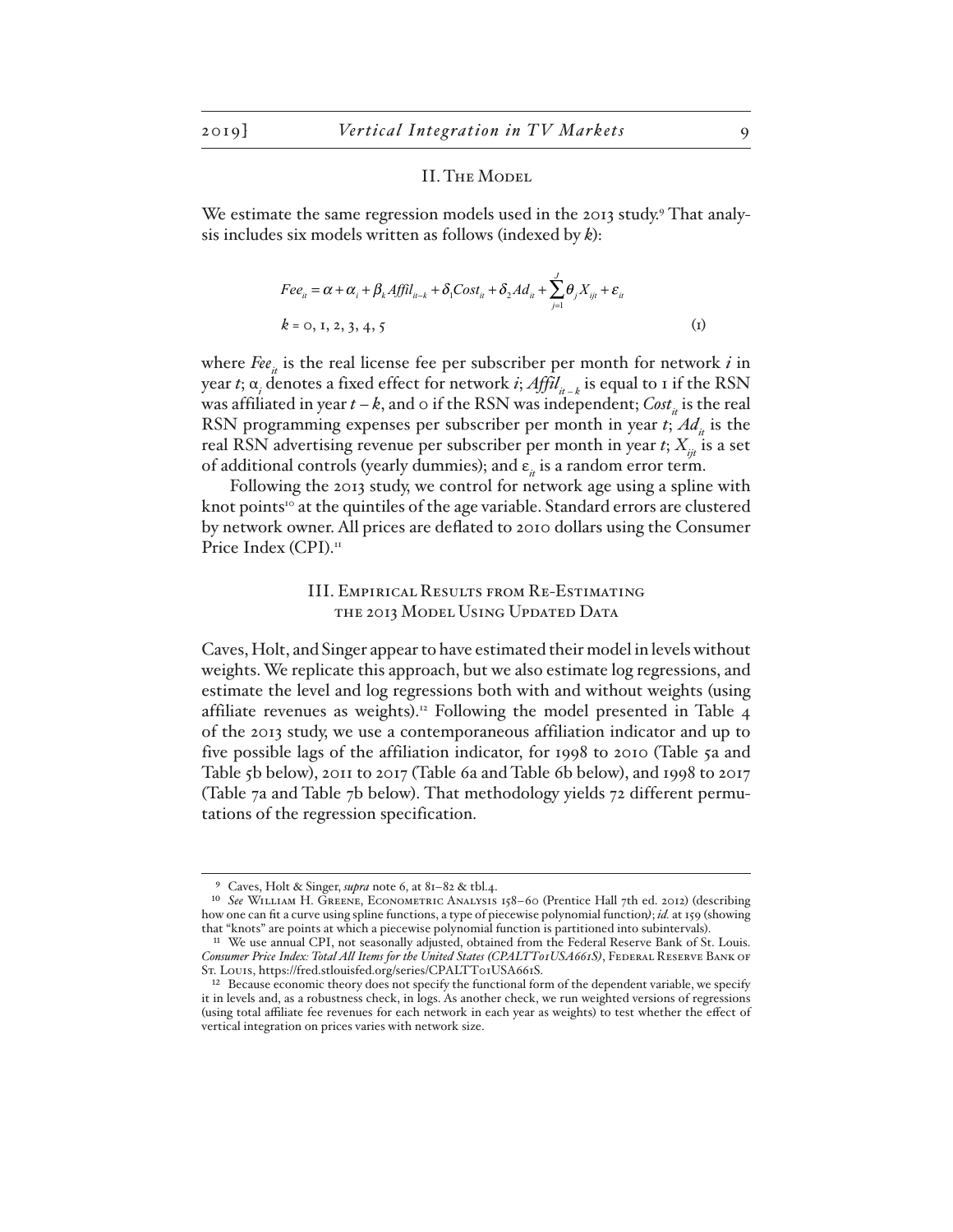## II. The Model

We estimate the same regression models used in the 2013 study.[9] That analysis includes six models written as follows (indexed by *k*):

$$Fee_{it} = \alpha + \alpha_i + \beta_k Affil_{it-k} + \delta_1 Cost_{it} + \delta_2 Ad_{it} + \sum_{j=1}^{J} \theta_j X_{ijt} + \varepsilon_{it}$$

$$k = 0, 1, 2, 3, 4, 5 \qquad (1)$$

where $Fee_{it}$ is the real license fee per subscriber per month for network $i$ in year $t$; $\alpha_i$ denotes a fixed effect for network $i$; $Affil_{it-k}$ is equal to 1 if the RSN was affiliated in year $t-k$, and 0 if the RSN was independent; $Cost_{it}$ is the real RSN programming expenses per subscriber per month in year $t$; $Ad_{it}$ is the real RSN advertising revenue per subscriber per month in year $t$; $X_{ijt}$ is a set of additional controls (yearly dummies); and $\varepsilon_{it}$ is a random error term.

Following the 2013 study, we control for network age using a spline with knot points[10] at the quintiles of the age variable. Standard errors are clustered by network owner. All prices are deflated to 2010 dollars using the Consumer Price Index (CPI).[11]

## III. Empirical Results from Re-Estimating the 2013 Model Using Updated Data

Caves, Holt, and Singer appear to have estimated their model in levels without weights. We replicate this approach, but we also estimate log regressions, and estimate the level and log regressions both with and without weights (using affiliate revenues as weights).[12] Following the model presented in Table 4 of the 2013 study, we use a contemporaneous affiliation indicator and up to five possible lags of the affiliation indicator, for 1998 to 2010 (Table 5a and Table 5b below), 2011 to 2017 (Table 6a and Table 6b below), and 1998 to 2017 (Table 7a and Table 7b below). That methodology yields 72 different permutations of the regression specification.

---

[9] Caves, Holt & Singer, *supra* note 6, at 81–82 & tbl.4.

[10] *See* William H. Greene, Econometric Analysis 158–60 (Prentice Hall 7th ed. 2012) (describing how one can fit a curve using spline functions, a type of piecewise polynomial function); *id.* at 159 (showing that "knots" are points at which a piecewise polynomial function is partitioned into subintervals).

[11] We use annual CPI, not seasonally adjusted, obtained from the Federal Reserve Bank of St. Louis. *Consumer Price Index: Total All Items for the United States (CPALTT01USA661S)*, Federal Reserve Bank of St. Louis, https://fred.stlouisfed.org/series/CPALTT01USA661S.

[12] Because economic theory does not specify the functional form of the dependent variable, we specify it in levels and, as a robustness check, in logs. As another check, we run weighted versions of regressions (using total affiliate fee revenues for each network in each year as weights) to test whether the effect of vertical integration on prices varies with network size.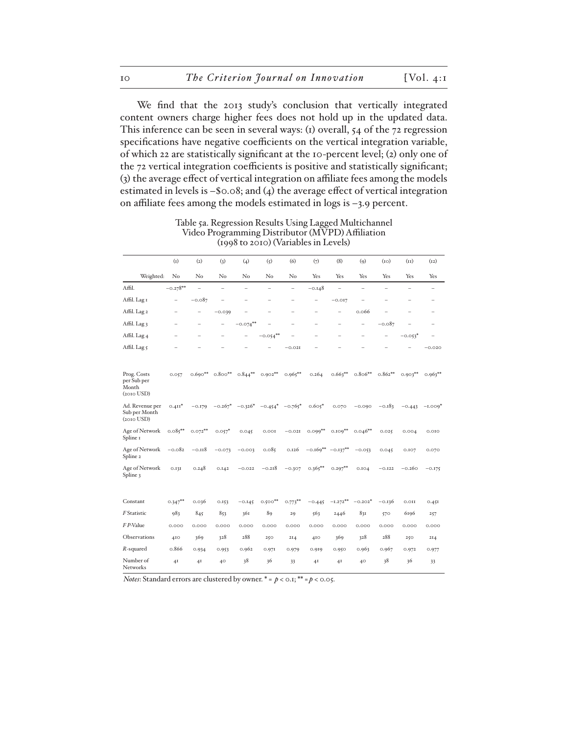We find that the 2013 study's conclusion that vertically integrated content owners charge higher fees does not hold up in the updated data. This inference can be seen in several ways: (1) overall, 54 of the 72 regression specifications have negative coefficients on the vertical integration variable, of which 22 are statistically significant at the 10-percent level; (2) only one of the 72 vertical integration coefficients is positive and statistically significant; (3) the average effect of vertical integration on affiliate fees among the models estimated in levels is –\$0.08; and (4) the average effect of vertical integration on affiliate fees among the models estimated in logs is –3.9 percent.

Table 5a. Regression Results Using Lagged Multichannel Video Programming Distributor (MVPD) Affiliation (1998 to 2010) (Variables in Levels)

| | (1) | (2) | (3) | (4) | (5) | (6) | (7) | (8) | (9) | (10) | (11) | (12) |
|---|---|---|---|---|---|---|---|---|---|---|---|---|
| Weighted: | No | No | No | No | No | No | Yes | Yes | Yes | Yes | Yes | Yes |
| Affil. | −0.278** | – | – | – | – | – | −0.148 | – | – | – | – | – |
| Affil. Lag 1 | – | −0.087 | – | – | – | – | – | −0.017 | – | – | – | – |
| Affil. Lag 2 | – | – | −0.039 | – | – | – | – | – | 0.066 | – | – | – |
| Affil. Lag 3 | – | – | – | −0.074** | – | – | – | – | – | −0.087 | – | – |
| Affil. Lag 4 | – | – | – | – | −0.054** | – | – | – | – | – | −0.053* | – |
| Affil. Lag 5 | – | – | – | – | – | −0.021 | – | – | – | – | – | −0.020 |
| Prog. Costs per Sub per Month (2010 USD) | 0.057 | 0.690** | 0.800** | 0.844** | 0.902** | 0.965** | 0.264 | 0.663** | 0.806** | 0.862** | 0.903** | 0.963** |
| Ad. Revenue per Sub per Month (2010 USD) | 0.411* | −0.179 | −0.267* | −0.326* | −0.454* | −0.765* | 0.605* | 0.070 | −0.090 | −0.183 | −0.443 | −1.009* |
| Age of Network Spline 1 | 0.085** | 0.072** | 0.057* | 0.045 | 0.001 | −0.021 | 0.099** | 0.109** | 0.046** | 0.025 | 0.004 | 0.010 |
| Age of Network Spline 2 | −0.082 | −0.118 | −0.073 | −0.003 | 0.085 | 0.126 | −0.169** | −0.137** | −0.053 | 0.045 | 0.107 | 0.070 |
| Age of Network Spline 3 | 0.131 | 0.248 | 0.142 | −0.022 | −0.218 | −0.307 | 0.365** | 0.297** | 0.104 | −0.122 | −0.260 | −0.175 |
| Constant | 0.347** | 0.036 | 0.153 | −0.145 | 0.500** | 0.773** | −0.445 | −1.272** | −0.202* | −0.136 | 0.011 | 0.451 |
| *F* Statistic | 983 | 845 | 853 | 361 | 89 | 29 | 563 | 2446 | 831 | 570 | 6196 | 257 |
| *F P*-Value | 0.000 | 0.000 | 0.000 | 0.000 | 0.000 | 0.000 | 0.000 | 0.000 | 0.000 | 0.000 | 0.000 | 0.000 |
| Observations | 410 | 369 | 328 | 288 | 250 | 214 | 410 | 369 | 328 | 288 | 250 | 214 |
| *R*-squared | 0.866 | 0.934 | 0.953 | 0.962 | 0.971 | 0.979 | 0.919 | 0.950 | 0.963 | 0.967 | 0.972 | 0.977 |
| Number of Networks | 41 | 41 | 40 | 38 | 36 | 33 | 41 | 41 | 40 | 38 | 36 | 33 |

*Notes*: Standard errors are clustered by owner. * = $p < 0.1$; ** = $p < 0.05$.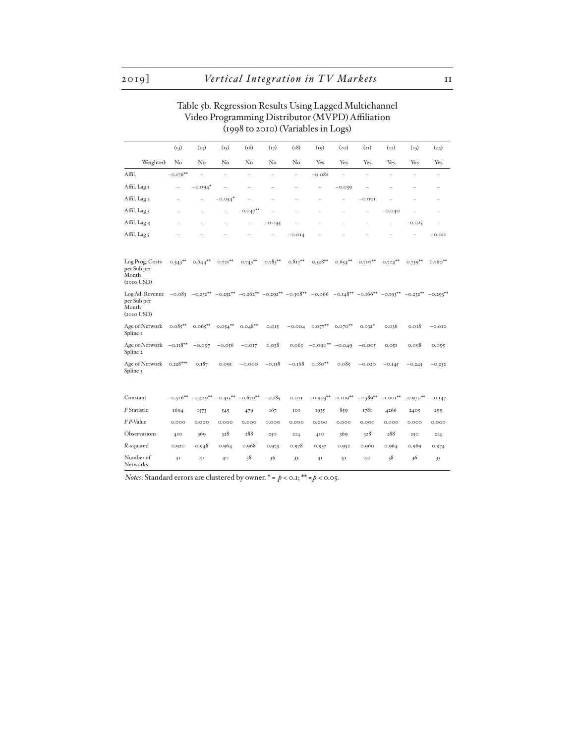Table 5b. Regression Results Using Lagged Multichannel Video Programming Distributor (MVPD) Affiliation (1998 to 2010) (Variables in Logs)

| | (13) | (14) | (15) | (16) | (17) | (18) | (19) | (20) | (21) | (22) | (23) | (24) |
|---|---|---|---|---|---|---|---|---|---|---|---|---|
| Weighted: | No | No | No | No | No | No | Yes | Yes | Yes | Yes | Yes | Yes |
| Affil. | −0.176** | – | – | – | – | – | −0.082 | – | – | – | – | – |
| Affil. Lag 1 | – | −0.094* | – | – | – | – | – | −0.039 | – | – | – | – |
| Affil. Lag 2 | – | – | −0.054* | – | – | – | – | – | −0.001 | – | – | – |
| Affil. Lag 3 | – | – | – | −0.047** | – | – | – | – | – | −0.040 | – | – |
| Affil. Lag 4 | – | – | – | – | −0.034 | – | – | – | – | – | −0.025 | – |
| Affil. Lag 5 | – | – | – | – | – | −0.014 | – | – | – | – | – | −0.011 |
| Log Prog. Costs per Sub per Month (2010 USD) | 0.343** | 0.644** | 0.721** | 0.743** | 0.783** | 0.817** | 0.528** | 0.654** | 0.707** | 0.724** | 0.739** | 0.760** |
| Log Ad. Revenue per Sub per Month (2010 USD) | −0.083 | −0.232** | −0.252** | −0.262** | −0.292** | −0.308** | −0.066 | −0.148** | −0.166** | −0.193** | −0.232** | −0.293** |
| Age of Network Spline 1 | 0.085** | 0.065** | 0.054** | 0.048** | 0.015 | −0.004 | 0.077** | 0.070** | 0.032* | 0.036 | 0.018 | −0.010 |
| Age of Network Spline 2 | −0.118** | −0.097 | −0.056 | −0.017 | 0.038 | 0.063 | −0.090** | −0.049 | −0.005 | 0.051 | 0.098 | 0.095 |
| Age of Network Spline 3 | 0.228*** | 0.187 | 0.091 | −0.000 | −0.118 | −0.168 | 0.180** | 0.085 | −0.020 | −0.145 | −0.245 | −0.232 |
| Constant | −0.526** | −0.420** | −0.415** | −0.670** | −0.185 | 0.071 | −0.903** | −1.109** | −0.389** | −1.001** | −0.970** | −0.147 |
| *F* Statistic | 1694 | 1573 | 545 | 479 | 167 | 101 | 1935 | 859 | 1781 | 4266 | 2405 | 299 |
| *F P*-Value | 0.000 | 0.000 | 0.000 | 0.000 | 0.000 | 0.000 | 0.000 | 0.000 | 0.000 | 0.000 | 0.000 | 0.000 |
| Observations | 410 | 369 | 328 | 288 | 250 | 214 | 410 | 369 | 328 | 288 | 250 | 214 |
| *R*-squared | 0.920 | 0.948 | 0.964 | 0.968 | 0.973 | 0.978 | 0.937 | 0.952 | 0.960 | 0.964 | 0.969 | 0.974 |
| Number of Networks | 41 | 41 | 40 | 38 | 36 | 33 | 41 | 41 | 40 | 38 | 36 | 33 |

*Notes*: Standard errors are clustered by owner. * = $p < 0.1$; ** = $p < 0.05$.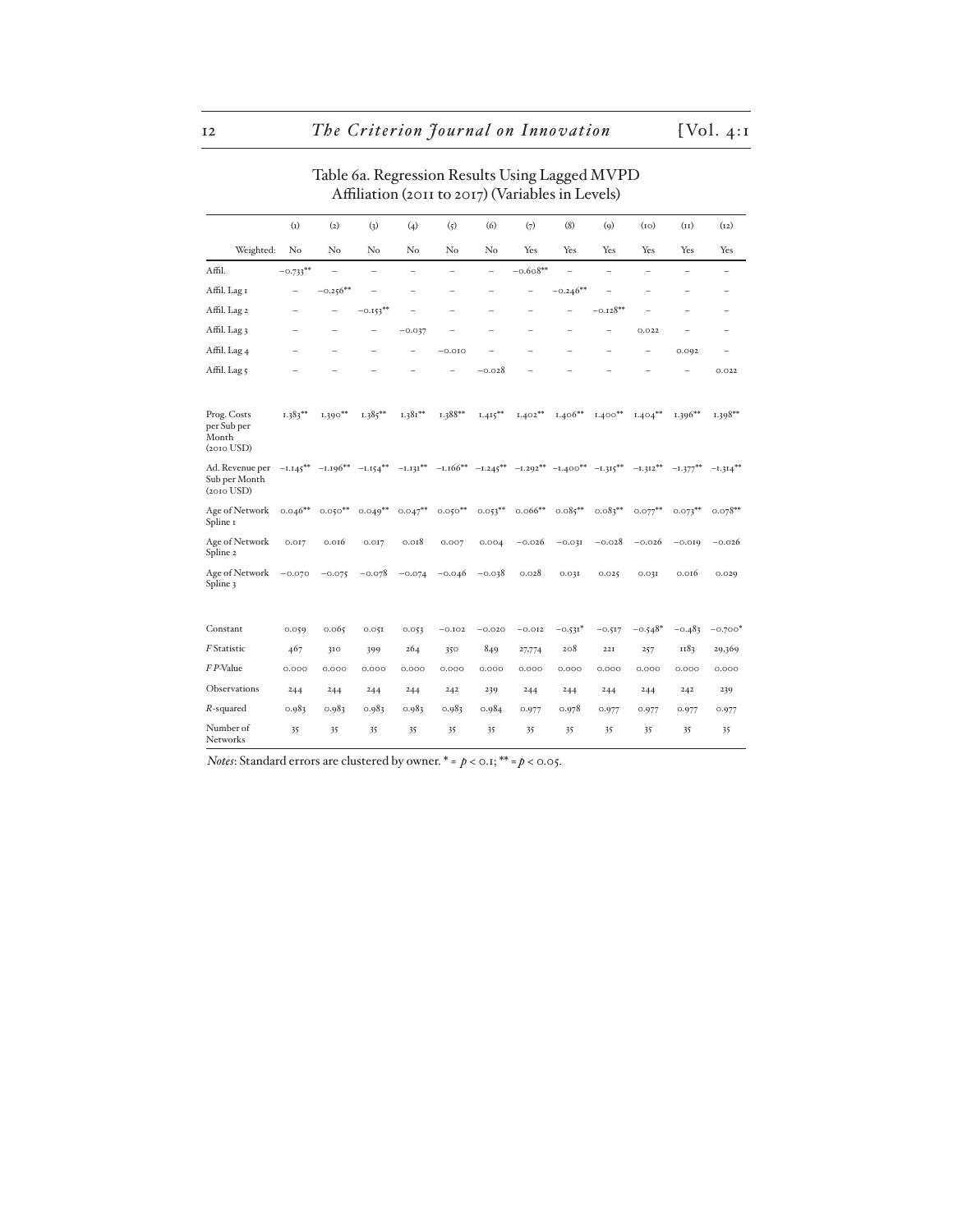Table 6a. Regression Results Using Lagged MVPD Affiliation (2011 to 2017) (Variables in Levels)

| | (1) | (2) | (3) | (4) | (5) | (6) | (7) | (8) | (9) | (10) | (11) | (12) |
|---|---|---|---|---|---|---|---|---|---|---|---|---|
| Weighted: | No | No | No | No | No | No | Yes | Yes | Yes | Yes | Yes | Yes |
| Affil. | −0.733** | – | – | – | – | – | −0.608** | – | – | – | – | – |
| Affil. Lag 1 | – | −0.256** | – | – | – | – | – | −0.246** | – | – | – | – |
| Affil. Lag 2 | – | – | −0.153** | – | – | – | – | – | −0.128** | – | – | – |
| Affil. Lag 3 | – | – | – | −0.037 | – | – | – | – | – | 0.022 | – | – |
| Affil. Lag 4 | – | – | – | – | −0.010 | – | – | – | – | – | 0.092 | – |
| Affil. Lag 5 | – | – | – | – | – | −0.028 | – | – | – | – | – | 0.022 |
| Prog. Costs per Sub per Month (2010 USD) | 1.383** | 1.390** | 1.385** | 1.381** | 1.388** | 1.415** | 1.402** | 1.406** | 1.400** | 1.404** | 1.396** | 1.398** |
| Ad. Revenue per Sub per Month (2010 USD) | −1.145** | −1.196** | −1.154** | −1.131** | −1.166** | −1.245** | −1.292** | −1.400** | −1.315** | −1.312** | −1.377** | −1.314** |
| Age of Network Spline 1 | 0.046** | 0.050** | 0.049** | 0.047** | 0.050** | 0.053** | 0.066** | 0.085** | 0.083** | 0.077** | 0.073** | 0.078** |
| Age of Network Spline 2 | 0.017 | 0.016 | 0.017 | 0.018 | 0.007 | 0.004 | −0.026 | −0.031 | −0.028 | −0.026 | −0.019 | −0.026 |
| Age of Network Spline 3 | −0.070 | −0.075 | −0.078 | −0.074 | −0.046 | −0.038 | 0.028 | 0.031 | 0.025 | 0.031 | 0.016 | 0.029 |
| Constant | 0.059 | 0.065 | 0.051 | 0.053 | −0.102 | −0.020 | −0.012 | −0.531* | −0.517 | −0.548* | −0.483 | −0.700* |
| *F* Statistic | 467 | 310 | 399 | 264 | 350 | 849 | 27,774 | 208 | 221 | 257 | 1183 | 29,369 |
| *F P*-Value | 0.000 | 0.000 | 0.000 | 0.000 | 0.000 | 0.000 | 0.000 | 0.000 | 0.000 | 0.000 | 0.000 | 0.000 |
| Observations | 244 | 244 | 244 | 244 | 242 | 239 | 244 | 244 | 244 | 244 | 242 | 239 |
| *R*-squared | 0.983 | 0.983 | 0.983 | 0.983 | 0.983 | 0.984 | 0.977 | 0.978 | 0.977 | 0.977 | 0.977 | 0.977 |
| Number of Networks | 35 | 35 | 35 | 35 | 35 | 35 | 35 | 35 | 35 | 35 | 35 | 35 |

*Notes*: Standard errors are clustered by owner. * = $p < 0.1$; ** = $p < 0.05$.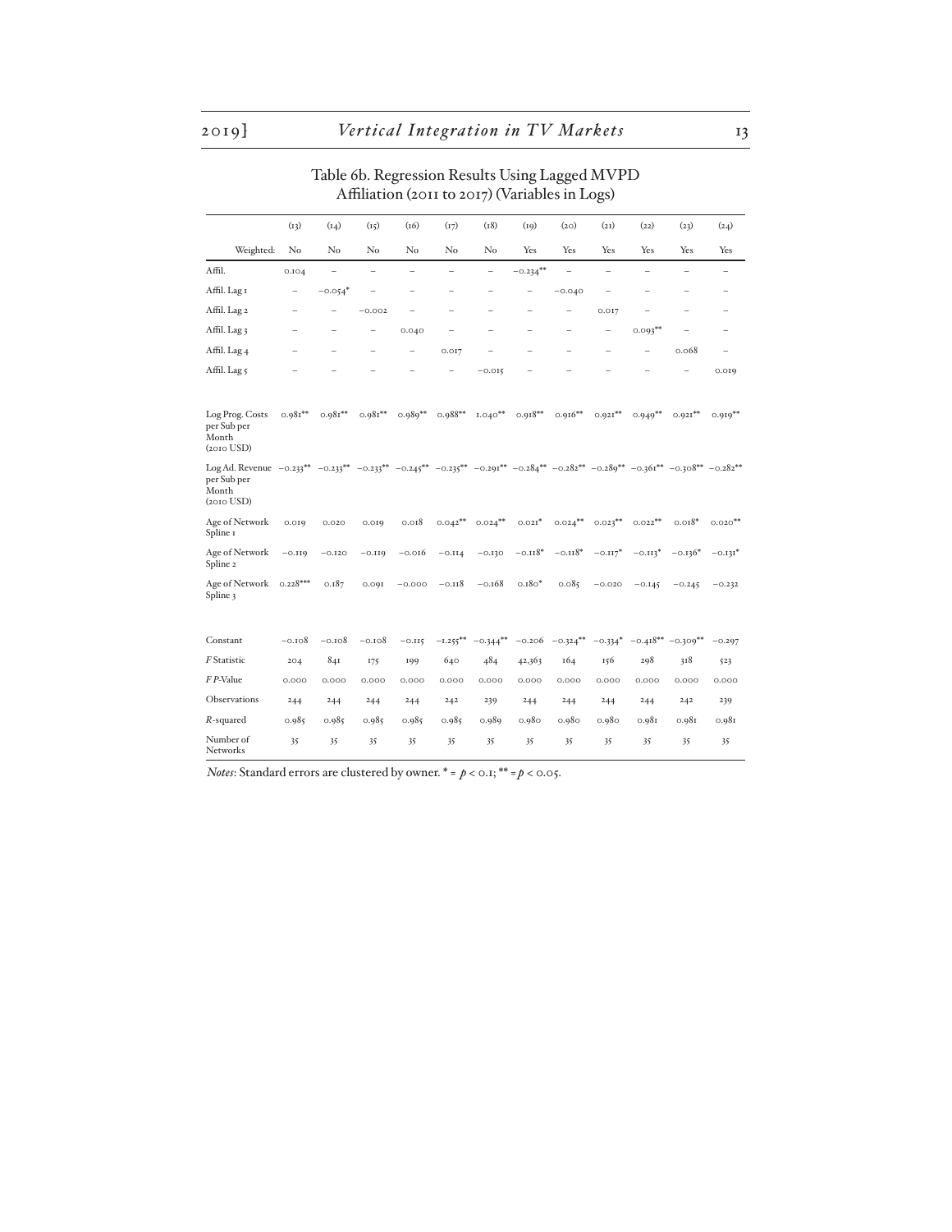Table 6b. Regression Results Using Lagged MVPD Affiliation (2011 to 2017) (Variables in Logs)

| | (13) | (14) | (15) | (16) | (17) | (18) | (19) | (20) | (21) | (22) | (23) | (24) |
|---|---|---|---|---|---|---|---|---|---|---|---|---|
| Weighted: | No | No | No | No | No | No | Yes | Yes | Yes | Yes | Yes | Yes |
| Affil. | 0.104 | – | – | – | – | – | −0.234** | – | – | – | – | – |
| Affil. Lag 1 | – | −0.054* | – | – | – | – | – | −0.040 | – | – | – | – |
| Affil. Lag 2 | – | – | −0.002 | – | – | – | – | – | 0.017 | – | – | – |
| Affil. Lag 3 | – | – | – | 0.040 | – | – | – | – | – | 0.093** | – | – |
| Affil. Lag 4 | – | – | – | – | 0.017 | – | – | – | – | – | 0.068 | – |
| Affil. Lag 5 | – | – | – | – | – | −0.015 | – | – | – | – | – | 0.019 |
| Log Prog. Costs per Sub per Month (2010 USD) | 0.981** | 0.981** | 0.981** | 0.989** | 0.988** | 1.040** | 0.918** | 0.916** | 0.921** | 0.949** | 0.921** | 0.919** |
| Log Ad. Revenue per Sub per Month (2010 USD) | −0.233** | −0.233** | −0.233** | −0.245** | −0.235** | −0.291** | −0.284** | −0.282** | −0.289** | −0.361** | −0.308** | −0.282** |
| Age of Network Spline 1 | 0.019 | 0.020 | 0.019 | 0.018 | 0.042** | 0.024** | 0.021* | 0.024** | 0.023** | 0.022** | 0.018* | 0.020** |
| Age of Network Spline 2 | −0.119 | −0.120 | −0.119 | −0.016 | −0.114 | −0.130 | −0.118* | −0.118* | −0.117* | −0.113* | −0.136* | −0.131* |
| Age of Network Spline 3 | 0.228*** | 0.187 | 0.091 | −0.000 | −0.118 | −0.168 | 0.180* | 0.085 | −0.020 | −0.145 | −0.245 | −0.232 |
| Constant | −0.108 | −0.108 | −0.108 | −0.115 | −1.255** | −0.344** | −0.206 | −0.324** | −0.334* | −0.418** | −0.309** | −0.297 |
| *F* Statistic | 204 | 841 | 175 | 199 | 640 | 484 | 42,363 | 164 | 156 | 298 | 318 | 523 |
| *F* *P*-Value | 0.000 | 0.000 | 0.000 | 0.000 | 0.000 | 0.000 | 0.000 | 0.000 | 0.000 | 0.000 | 0.000 | 0.000 |
| Observations | 244 | 244 | 244 | 244 | 242 | 239 | 244 | 244 | 244 | 244 | 242 | 239 |
| *R*-squared | 0.985 | 0.985 | 0.985 | 0.985 | 0.985 | 0.989 | 0.980 | 0.980 | 0.980 | 0.981 | 0.981 | 0.981 |
| Number of Networks | 35 | 35 | 35 | 35 | 35 | 35 | 35 | 35 | 35 | 35 | 35 | 35 |

*Notes*: Standard errors are clustered by owner. * = $p < 0.1$; ** = $p < 0.05$.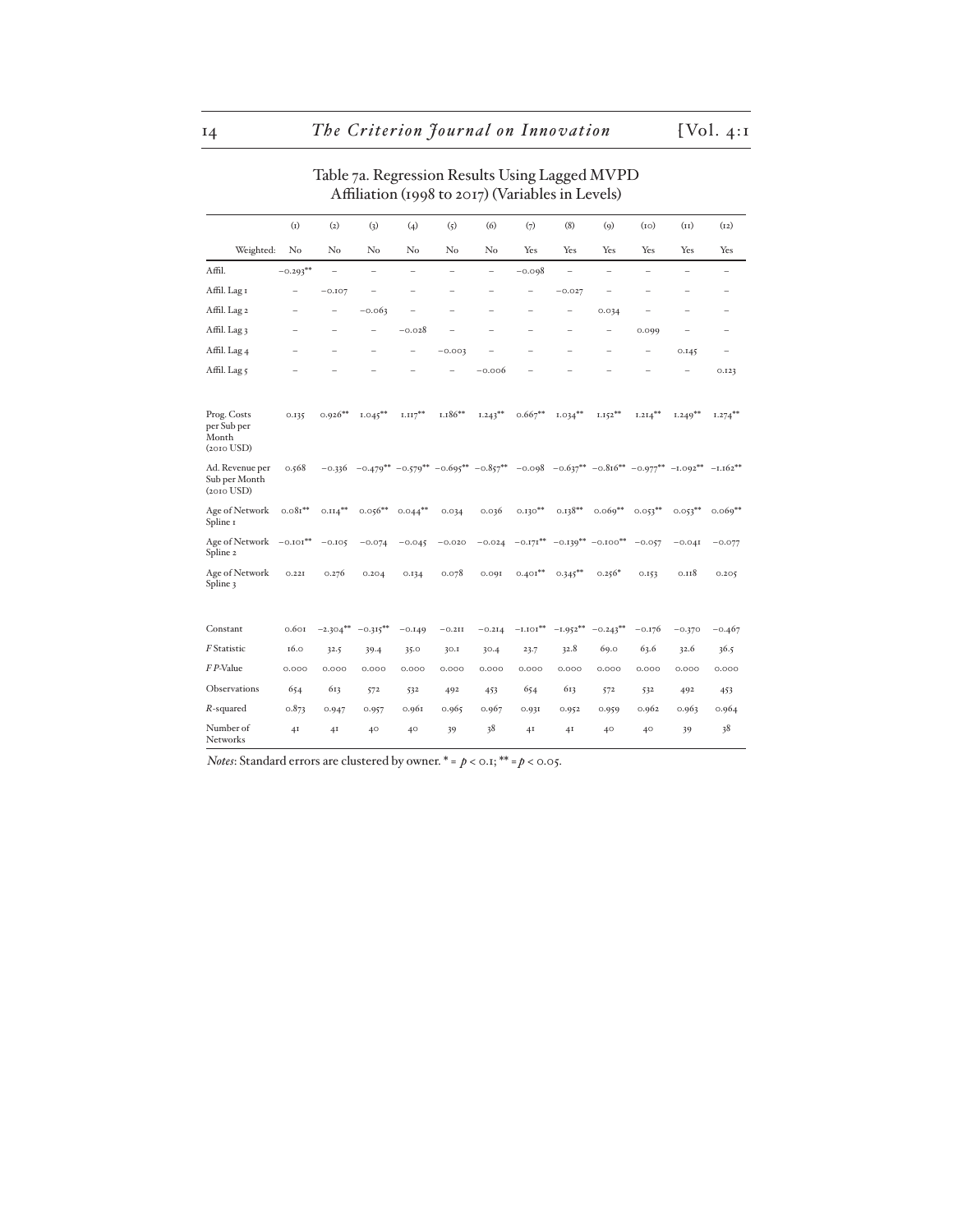Table 7a. Regression Results Using Lagged MVPD Affiliation (1998 to 2017) (Variables in Levels)

| | (1) | (2) | (3) | (4) | (5) | (6) | (7) | (8) | (9) | (10) | (11) | (12) |
|---|---|---|---|---|---|---|---|---|---|---|---|---|
| Weighted: | No | No | No | No | No | No | Yes | Yes | Yes | Yes | Yes | Yes |
| Affil. | −0.293** | – | – | – | – | – | −0.098 | – | – | – | – | – |
| Affil. Lag 1 | – | −0.107 | – | – | – | – | – | −0.027 | – | – | – | – |
| Affil. Lag 2 | – | – | −0.063 | – | – | – | – | – | 0.034 | – | – | – |
| Affil. Lag 3 | – | – | – | −0.028 | – | – | – | – | – | 0.099 | – | – |
| Affil. Lag 4 | – | – | – | – | −0.003 | – | – | – | – | – | 0.145 | – |
| Affil. Lag 5 | – | – | – | – | – | −0.006 | – | – | – | – | – | 0.123 |
| Prog. Costs per Sub per Month (2010 USD) | 0.135 | 0.926** | 1.045** | 1.117** | 1.186** | 1.243** | 0.667** | 1.034** | 1.152** | 1.214** | 1.249** | 1.274** |
| Ad. Revenue per Sub per Month (2010 USD) | 0.568 | −0.336 | −0.479** | −0.579** | −0.695** | −0.857** | −0.098 | −0.637** | −0.816** | −0.977** | −1.092** | −1.162** |
| Age of Network Spline 1 | 0.081** | 0.114** | 0.056** | 0.044** | 0.034 | 0.036 | 0.130** | 0.138** | 0.069** | 0.053** | 0.053** | 0.069** |
| Age of Network Spline 2 | −0.101** | −0.105 | −0.074 | −0.045 | −0.020 | −0.024 | −0.171** | −0.139** | −0.100** | −0.057 | −0.041 | −0.077 |
| Age of Network Spline 3 | 0.221 | 0.276 | 0.204 | 0.134 | 0.078 | 0.091 | 0.401** | 0.345** | 0.256* | 0.153 | 0.118 | 0.205 |
| Constant | 0.601 | −2.304** | −0.315** | −0.149 | −0.211 | −0.214 | −1.101** | −1.952** | −0.243** | −0.176 | −0.370 | −0.467 |
| *F* Statistic | 16.0 | 32.5 | 39.4 | 35.0 | 30.1 | 30.4 | 23.7 | 32.8 | 69.0 | 63.6 | 32.6 | 36.5 |
| *F P*-Value | 0.000 | 0.000 | 0.000 | 0.000 | 0.000 | 0.000 | 0.000 | 0.000 | 0.000 | 0.000 | 0.000 | 0.000 |
| Observations | 654 | 613 | 572 | 532 | 492 | 453 | 654 | 613 | 572 | 532 | 492 | 453 |
| *R*-squared | 0.873 | 0.947 | 0.957 | 0.961 | 0.965 | 0.967 | 0.931 | 0.952 | 0.959 | 0.962 | 0.963 | 0.964 |
| Number of Networks | 41 | 41 | 40 | 40 | 39 | 38 | 41 | 41 | 40 | 40 | 39 | 38 |

*Notes*: Standard errors are clustered by owner. * = $p < 0.1$; ** = $p < 0.05$.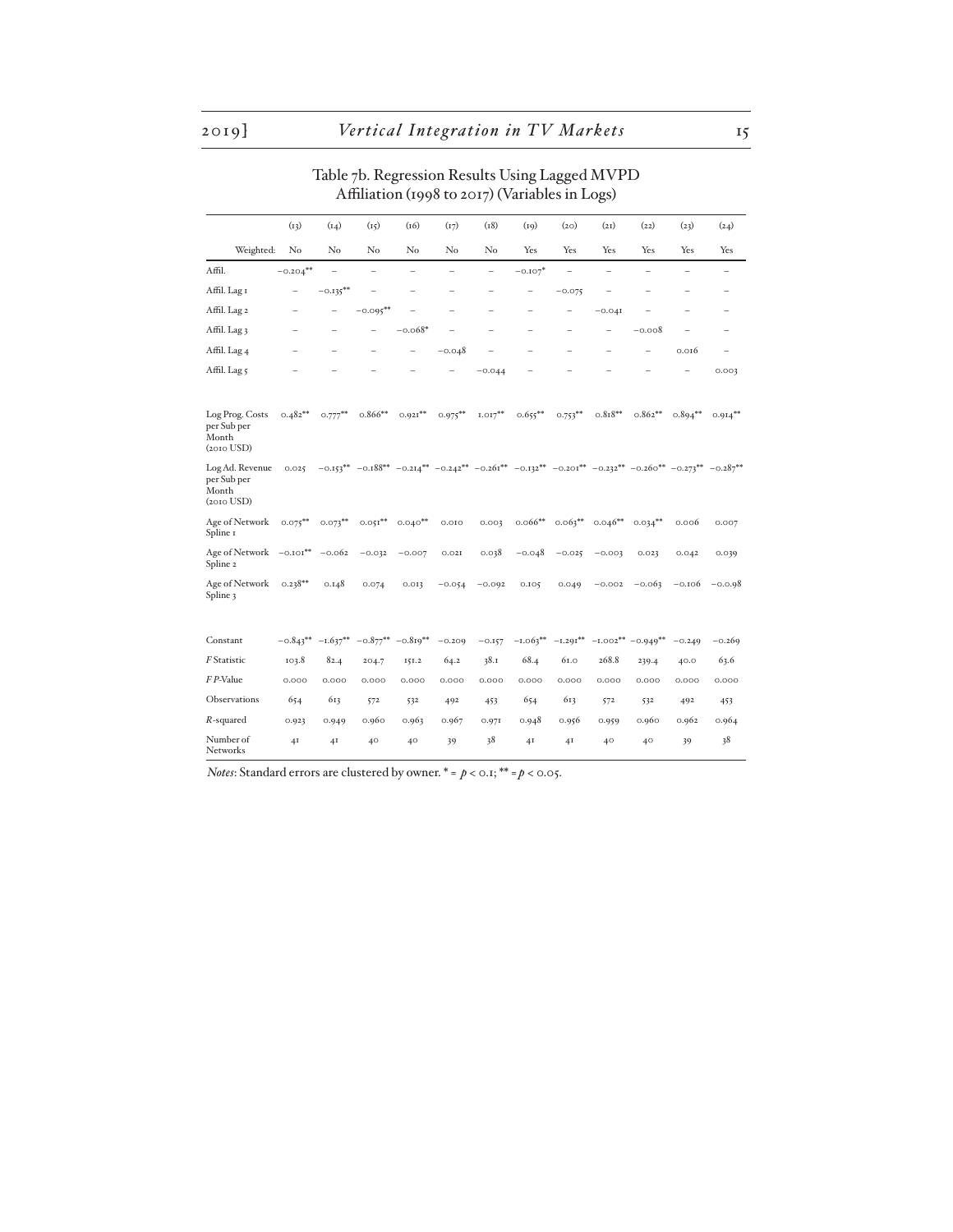Table 7b. Regression Results Using Lagged MVPD Affiliation (1998 to 2017) (Variables in Logs)

| | (13) | (14) | (15) | (16) | (17) | (18) | (19) | (20) | (21) | (22) | (23) | (24) |
|---|---|---|---|---|---|---|---|---|---|---|---|---|
| Weighted: | No | No | No | No | No | No | Yes | Yes | Yes | Yes | Yes | Yes |
| Affil. | −0.204** | – | – | – | – | – | −0.107* | – | – | – | – | – |
| Affil. Lag 1 | – | −0.135** | – | – | – | – | – | −0.075 | – | – | – | – |
| Affil. Lag 2 | – | – | −0.095** | – | – | – | – | – | −0.041 | – | – | – |
| Affil. Lag 3 | – | – | – | −0.068* | – | – | – | – | – | −0.008 | – | – |
| Affil. Lag 4 | – | – | – | – | −0.048 | – | – | – | – | – | 0.016 | – |
| Affil. Lag 5 | – | – | – | – | – | −0.044 | – | – | – | – | – | 0.003 |
| Log Prog. Costs per Sub per Month (2010 USD) | 0.482** | 0.777** | 0.866** | 0.921** | 0.975** | 1.017** | 0.655** | 0.753** | 0.818** | 0.862** | 0.894** | 0.914** |
| Log Ad. Revenue per Sub per Month (2010 USD) | 0.025 | −0.153** | −0.188** | −0.214** | −0.242** | −0.261** | −0.132** | −0.201** | −0.232** | −0.260** | −0.273** | −0.287** |
| Age of Network Spline 1 | 0.075** | 0.073** | 0.051** | 0.040** | 0.010 | 0.003 | 0.066** | 0.063** | 0.046** | 0.034** | 0.006 | 0.007 |
| Age of Network Spline 2 | −0.101** | −0.062 | −0.032 | −0.007 | 0.021 | 0.038 | −0.048 | −0.025 | −0.003 | 0.023 | 0.042 | 0.039 |
| Age of Network Spline 3 | 0.238** | 0.148 | 0.074 | 0.013 | −0.054 | −0.092 | 0.105 | 0.049 | −0.002 | −0.063 | −0.106 | −0.0.98 |
| Constant | −0.843** | −1.637** | −0.877** | −0.819** | −0.209 | −0.157 | −1.063** | −1.291** | −1.002** | −0.949** | −0.249 | −0.269 |
| *F* Statistic | 103.8 | 82.4 | 204.7 | 151.2 | 64.2 | 38.1 | 68.4 | 61.0 | 268.8 | 239.4 | 40.0 | 63.6 |
| *F P*-Value | 0.000 | 0.000 | 0.000 | 0.000 | 0.000 | 0.000 | 0.000 | 0.000 | 0.000 | 0.000 | 0.000 | 0.000 |
| Observations | 654 | 613 | 572 | 532 | 492 | 453 | 654 | 613 | 572 | 532 | 492 | 453 |
| *R*-squared | 0.923 | 0.949 | 0.960 | 0.963 | 0.967 | 0.971 | 0.948 | 0.956 | 0.959 | 0.960 | 0.962 | 0.964 |
| Number of Networks | 41 | 41 | 40 | 40 | 39 | 38 | 41 | 41 | 40 | 40 | 39 | 38 |

*Notes*: Standard errors are clustered by owner. * = $p < 0.1$; ** = $p < 0.05$.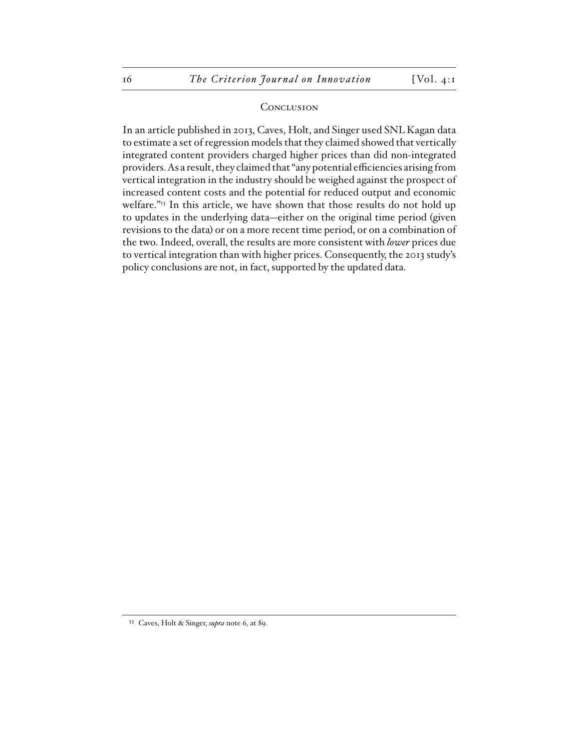## Conclusion

In an article published in 2013, Caves, Holt, and Singer used SNL Kagan data to estimate a set of regression models that they claimed showed that vertically integrated content providers charged higher prices than did non-integrated providers. As a result, they claimed that "any potential efficiencies arising from vertical integration in the industry should be weighed against the prospect of increased content costs and the potential for reduced output and economic welfare."[13] In this article, we have shown that those results do not hold up to updates in the underlying data—either on the original time period (given revisions to the data) or on a more recent time period, or on a combination of the two. Indeed, overall, the results are more consistent with *lower* prices due to vertical integration than with higher prices. Consequently, the 2013 study's policy conclusions are not, in fact, supported by the updated data.

---

[13] Caves, Holt & Singer, *supra* note 6, at 89.